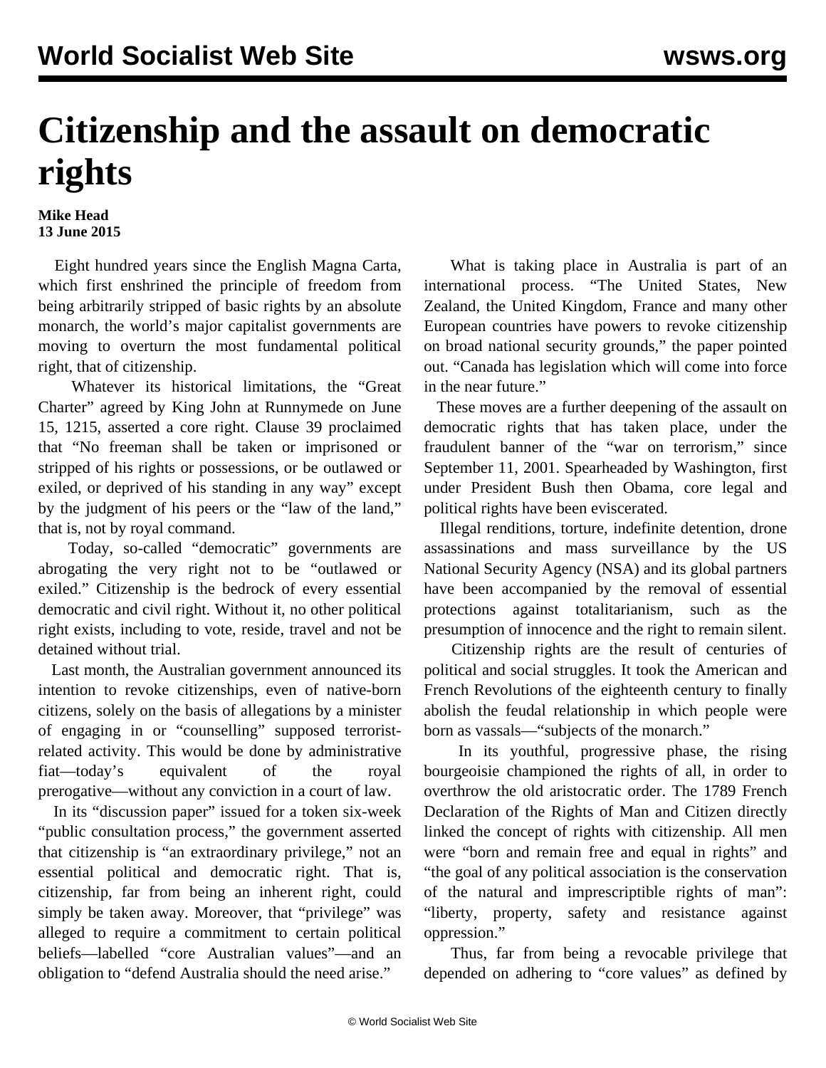# Citizenship and the assault on democratic rights

**Mike Head**
**13 June 2015**

Eight hundred years since the English Magna Carta, which first enshrined the principle of freedom from being arbitrarily stripped of basic rights by an absolute monarch, the world's major capitalist governments are moving to overturn the most fundamental political right, that of citizenship.

Whatever its historical limitations, the "Great Charter" agreed by King John at Runnymede on June 15, 1215, asserted a core right. Clause 39 proclaimed that "No freeman shall be taken or imprisoned or stripped of his rights or possessions, or be outlawed or exiled, or deprived of his standing in any way" except by the judgment of his peers or the "law of the land," that is, not by royal command.

Today, so-called "democratic" governments are abrogating the very right not to be "outlawed or exiled." Citizenship is the bedrock of every essential democratic and civil right. Without it, no other political right exists, including to vote, reside, travel and not be detained without trial.

Last month, the Australian government announced its intention to revoke citizenships, even of native-born citizens, solely on the basis of allegations by a minister of engaging in or "counselling" supposed terrorist-related activity. This would be done by administrative fiat—today's equivalent of the royal prerogative—without any conviction in a court of law.

In its "discussion paper" issued for a token six-week "public consultation process," the government asserted that citizenship is "an extraordinary privilege," not an essential political and democratic right. That is, citizenship, far from being an inherent right, could simply be taken away. Moreover, that "privilege" was alleged to require a commitment to certain political beliefs—labelled "core Australian values"—and an obligation to "defend Australia should the need arise."

What is taking place in Australia is part of an international process. "The United States, New Zealand, the United Kingdom, France and many other European countries have powers to revoke citizenship on broad national security grounds," the paper pointed out. "Canada has legislation which will come into force in the near future."

These moves are a further deepening of the assault on democratic rights that has taken place, under the fraudulent banner of the "war on terrorism," since September 11, 2001. Spearheaded by Washington, first under President Bush then Obama, core legal and political rights have been eviscerated.

Illegal renditions, torture, indefinite detention, drone assassinations and mass surveillance by the US National Security Agency (NSA) and its global partners have been accompanied by the removal of essential protections against totalitarianism, such as the presumption of innocence and the right to remain silent.

Citizenship rights are the result of centuries of political and social struggles. It took the American and French Revolutions of the eighteenth century to finally abolish the feudal relationship in which people were born as vassals—"subjects of the monarch."

In its youthful, progressive phase, the rising bourgeoisie championed the rights of all, in order to overthrow the old aristocratic order. The 1789 French Declaration of the Rights of Man and Citizen directly linked the concept of rights with citizenship. All men were "born and remain free and equal in rights" and "the goal of any political association is the conservation of the natural and imprescriptible rights of man": "liberty, property, safety and resistance against oppression."

Thus, far from being a revocable privilege that depended on adhering to "core values" as defined by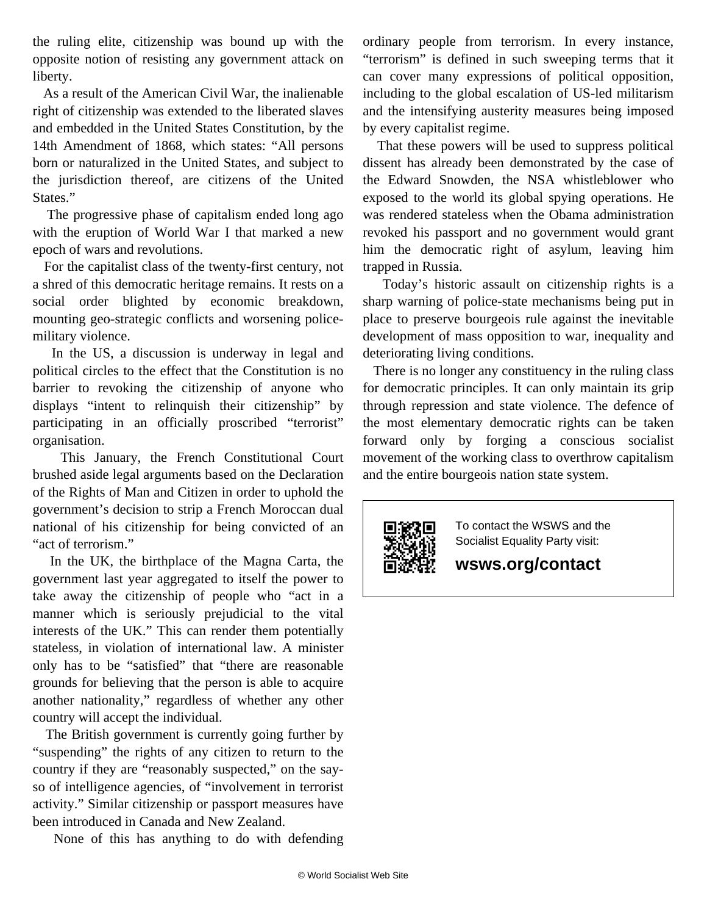the ruling elite, citizenship was bound up with the opposite notion of resisting any government attack on liberty.

As a result of the American Civil War, the inalienable right of citizenship was extended to the liberated slaves and embedded in the United States Constitution, by the 14th Amendment of 1868, which states: "All persons born or naturalized in the United States, and subject to the jurisdiction thereof, are citizens of the United States."

The progressive phase of capitalism ended long ago with the eruption of World War I that marked a new epoch of wars and revolutions.

For the capitalist class of the twenty-first century, not a shred of this democratic heritage remains. It rests on a social order blighted by economic breakdown, mounting geo-strategic conflicts and worsening police-military violence.

In the US, a discussion is underway in legal and political circles to the effect that the Constitution is no barrier to revoking the citizenship of anyone who displays "intent to relinquish their citizenship" by participating in an officially proscribed "terrorist" organisation.

This January, the French Constitutional Court brushed aside legal arguments based on the Declaration of the Rights of Man and Citizen in order to uphold the government's decision to strip a French Moroccan dual national of his citizenship for being convicted of an "act of terrorism."

In the UK, the birthplace of the Magna Carta, the government last year aggregated to itself the power to take away the citizenship of people who "act in a manner which is seriously prejudicial to the vital interests of the UK." This can render them potentially stateless, in violation of international law. A minister only has to be "satisfied" that "there are reasonable grounds for believing that the person is able to acquire another nationality," regardless of whether any other country will accept the individual.

The British government is currently going further by "suspending" the rights of any citizen to return to the country if they are "reasonably suspected," on the say-so of intelligence agencies, of "involvement in terrorist activity." Similar citizenship or passport measures have been introduced in Canada and New Zealand.

None of this has anything to do with defending ordinary people from terrorism. In every instance, "terrorism" is defined in such sweeping terms that it can cover many expressions of political opposition, including to the global escalation of US-led militarism and the intensifying austerity measures being imposed by every capitalist regime.

That these powers will be used to suppress political dissent has already been demonstrated by the case of the Edward Snowden, the NSA whistleblower who exposed to the world its global spying operations. He was rendered stateless when the Obama administration revoked his passport and no government would grant him the democratic right of asylum, leaving him trapped in Russia.

Today's historic assault on citizenship rights is a sharp warning of police-state mechanisms being put in place to preserve bourgeois rule against the inevitable development of mass opposition to war, inequality and deteriorating living conditions.

There is no longer any constituency in the ruling class for democratic principles. It can only maintain its grip through repression and state violence. The defence of the most elementary democratic rights can be taken forward only by forging a conscious socialist movement of the working class to overthrow capitalism and the entire bourgeois nation state system.

To contact the WSWS and the Socialist Equality Party visit:

**wsws.org/contact**